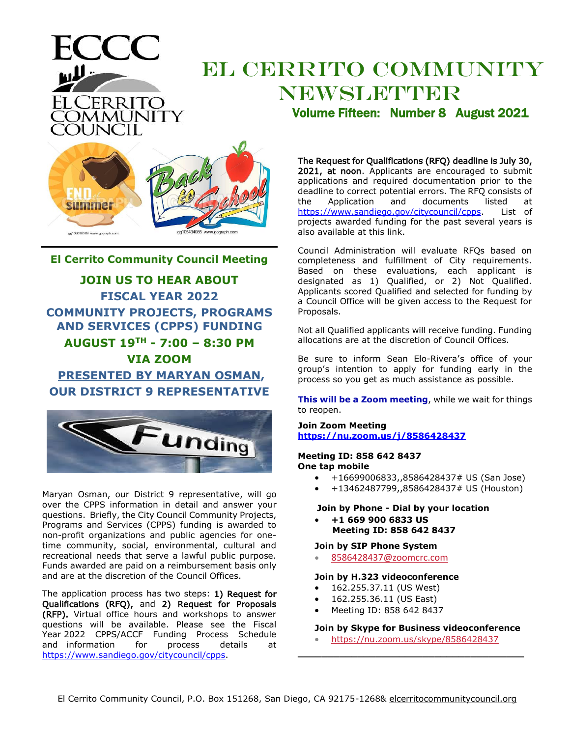# El Cerrito Community Newsletter

**Volume Fifteen: Number 8 August 2021**

## El Cerrito Community Council Meeting

**JOIN US TO HEAR ABOUT**

**FISCAL YEAR 2022**

**COMMUNITY PROJECTS, PROGRAMS AND SERVICES (CPPS) FUNDING**

**AUGUST 19TH - 7:00 – 8:30 PM**

**VIA ZOOM**

**PRESENTED BY MARYAN OSMAN, OUR DISTRICT 9 REPRESENTATIVE**

Maryan Osman, our District 9 representative, will go over the CPPS information in detail and answer your questions. Briefly, the City Council Community Projects, Programs and Services (CPPS) funding is awarded to non-profit organizations and public agencies for one-time community, social, environmental, cultural and recreational needs that serve a lawful public purpose. Funds awarded are paid on a reimbursement basis only and are at the discretion of the Council Offices.

The application process has two steps: 1) Request for Qualifications (RFQ), and 2) Request for Proposals (RFP). Virtual office hours and workshops to answer questions will be available. Please see the Fiscal Year 2022 CPPS/ACCF Funding Process Schedule and information for process details at https://www.sandiego.gov/citycouncil/cpps.

The Request for Qualifications (RFQ) deadline is July 30, 2021, at noon. Applicants are encouraged to submit applications and required documentation prior to the deadline to correct potential errors. The RFQ consists of the Application and documents listed at https://www.sandiego.gov/citycouncil/cpps. List of projects awarded funding for the past several years is also available at this link.

Council Administration will evaluate RFQs based on completeness and fulfillment of City requirements. Based on these evaluations, each applicant is designated as 1) Qualified, or 2) Not Qualified. Applicants scored Qualified and selected for funding by a Council Office will be given access to the Request for Proposals.

Not all Qualified applicants will receive funding. Funding allocations are at the discretion of Council Offices.

Be sure to inform Sean Elo-Rivera's office of your group's intention to apply for funding early in the process so you get as much assistance as possible.

**This will be a Zoom meeting**, while we wait for things to reopen.

**Join Zoom Meeting**
**https://nu.zoom.us/j/8586428437**

**Meeting ID: 858 642 8437**
**One tap mobile**

- +16699006833,,8586428437# US (San Jose)
- +13462487799,,8586428437# US (Houston)

**Join by Phone - Dial by your location**

- **+1 669 900 6833 US**
  **Meeting ID: 858 642 8437**

**Join by SIP Phone System**

- 8586428437@zoomcrc.com

**Join by H.323 videoconference**

- 162.255.37.11 (US West)
- 162.255.36.11 (US East)
- Meeting ID: 858 642 8437

**Join by Skype for Business videoconference**

- https://nu.zoom.us/skype/8586428437

El Cerrito Community Council, P.O. Box 151268, San Diego, CA 92175-1268& elcerritocommunitycouncil.org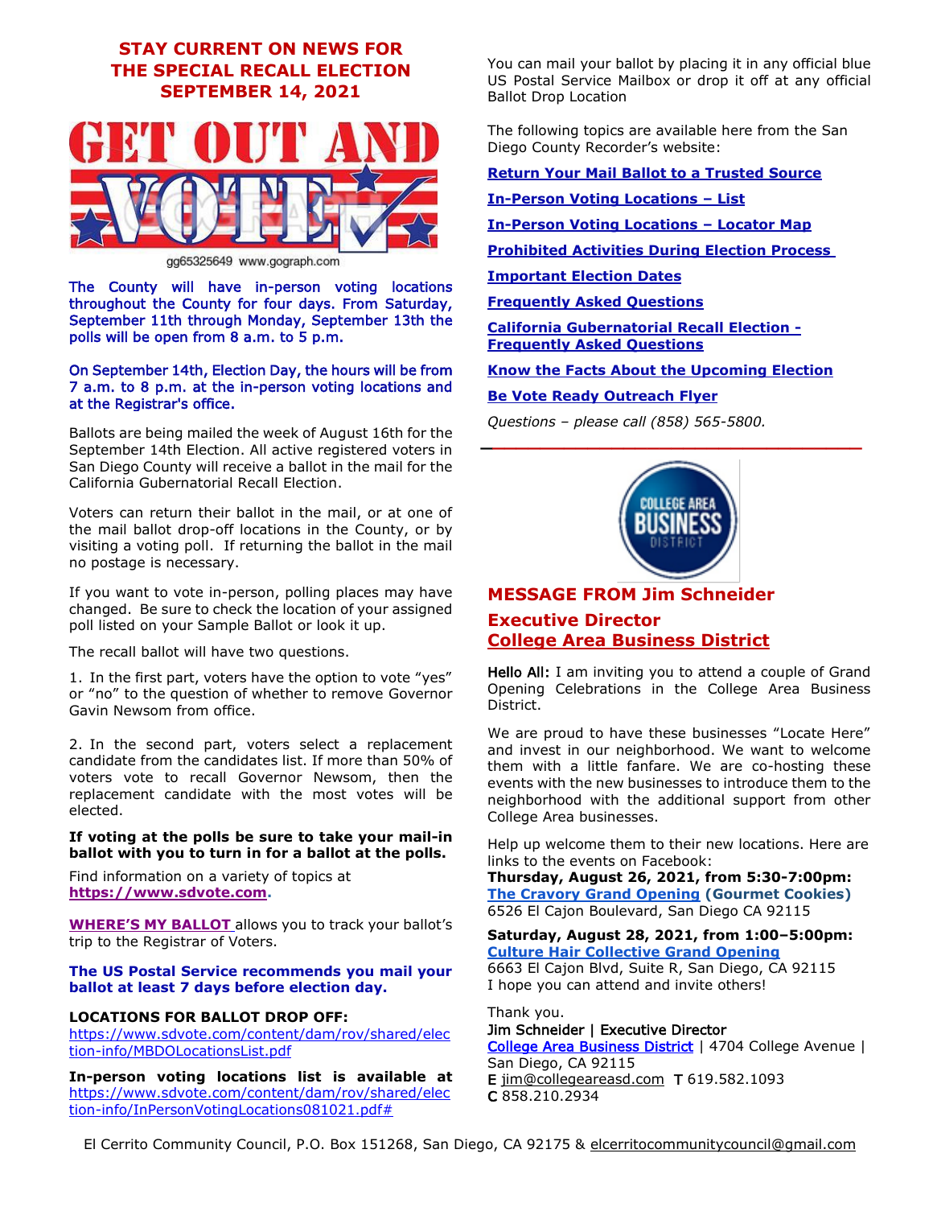**STAY CURRENT ON NEWS FOR THE SPECIAL RECALL ELECTION SEPTEMBER 14, 2021**

gg65325649 www.gograph.com

**The County will have in-person voting locations throughout the County for four days. From Saturday, September 11th through Monday, September 13th the polls will be open from 8 a.m. to 5 p.m.**

**On September 14th, Election Day, the hours will be from 7 a.m. to 8 p.m. at the in-person voting locations and at the Registrar's office.**

Ballots are being mailed the week of August 16th for the September 14th Election. All active registered voters in San Diego County will receive a ballot in the mail for the California Gubernatorial Recall Election.

Voters can return their ballot in the mail, or at one of the mail ballot drop-off locations in the County, or by visiting a voting poll. If returning the ballot in the mail no postage is necessary.

If you want to vote in-person, polling places may have changed. Be sure to check the location of your assigned poll listed on your Sample Ballot or look it up.

The recall ballot will have two questions.

1. In the first part, voters have the option to vote "yes" or "no" to the question of whether to remove Governor Gavin Newsom from office.

2. In the second part, voters select a replacement candidate from the candidates list. If more than 50% of voters vote to recall Governor Newsom, then the replacement candidate with the most votes will be elected.

**If voting at the polls be sure to take your mail-in ballot with you to turn in for a ballot at the polls.**

Find information on a variety of topics at **https://www.sdvote.com**.

**WHERE'S MY BALLOT** allows you to track your ballot's trip to the Registrar of Voters.

**The US Postal Service recommends you mail your ballot at least 7 days before election day.**

**LOCATIONS FOR BALLOT DROP OFF:**
https://www.sdvote.com/content/dam/rov/shared/election-info/MBDOLocationsList.pdf

**In-person voting locations list is available at** https://www.sdvote.com/content/dam/rov/shared/election-info/InPersonVotingLocations081021.pdf#

You can mail your ballot by placing it in any official blue US Postal Service Mailbox or drop it off at any official Ballot Drop Location

The following topics are available here from the San Diego County Recorder's website:

**Return Your Mail Ballot to a Trusted Source**

**In-Person Voting Locations – List**

**In-Person Voting Locations – Locator Map**

**Prohibited Activities During Election Process**

**Important Election Dates**

**Frequently Asked Questions**

**California Gubernatorial Recall Election - Frequently Asked Questions**

**Know the Facts About the Upcoming Election**

**Be Vote Ready Outreach Flyer**

*Questions – please call (858) 565-5800.*

---

COLLEGE AREA BUSINESS DISTRICT

## MESSAGE FROM Jim Schneider

## Executive Director

## College Area Business District

**Hello All:** I am inviting you to attend a couple of Grand Opening Celebrations in the College Area Business District.

We are proud to have these businesses "Locate Here" and invest in our neighborhood. We want to welcome them with a little fanfare. We are co-hosting these events with the new businesses to introduce them to the neighborhood with the additional support from other College Area businesses.

Help up welcome them to their new locations. Here are links to the events on Facebook:

**Thursday, August 26, 2021, from 5:30-7:00pm:**
**The Cravory Grand Opening (Gourmet Cookies)**
6526 El Cajon Boulevard, San Diego CA 92115

**Saturday, August 28, 2021, from 1:00–5:00pm:**
**Culture Hair Collective Grand Opening**
6663 El Cajon Blvd, Suite R, San Diego, CA 92115
I hope you can attend and invite others!

Thank you.
Jim Schneider | Executive Director
College Area Business District | 4704 College Avenue | San Diego, CA 92115
E jim@collegeareasd.com T 619.582.1093
C 858.210.2934

El Cerrito Community Council, P.O. Box 151268, San Diego, CA 92175 & elcerritocommunitycouncil@gmail.com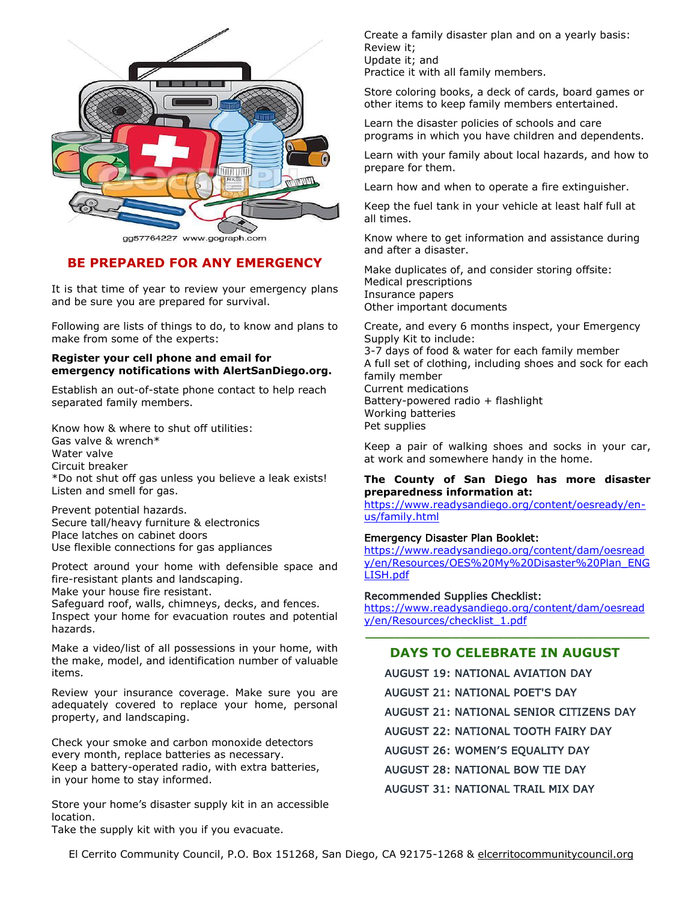gg57764227 www.gograph.com

## BE PREPARED FOR ANY EMERGENCY

It is that time of year to review your emergency plans and be sure you are prepared for survival.

Following are lists of things to do, to know and plans to make from some of the experts:

**Register your cell phone and email for emergency notifications with AlertSanDiego.org.**

Establish an out-of-state phone contact to help reach separated family members.

Know how & where to shut off utilities:
Gas valve & wrench*
Water valve
Circuit breaker
*Do not shut off gas unless you believe a leak exists! Listen and smell for gas.

Prevent potential hazards.
Secure tall/heavy furniture & electronics
Place latches on cabinet doors
Use flexible connections for gas appliances

Protect around your home with defensible space and fire-resistant plants and landscaping.
Make your house fire resistant.
Safeguard roof, walls, chimneys, decks, and fences.
Inspect your home for evacuation routes and potential hazards.

Make a video/list of all possessions in your home, with the make, model, and identification number of valuable items.

Review your insurance coverage. Make sure you are adequately covered to replace your home, personal property, and landscaping.

Check your smoke and carbon monoxide detectors every month, replace batteries as necessary.
Keep a battery-operated radio, with extra batteries, in your home to stay informed.

Store your home's disaster supply kit in an accessible location.
Take the supply kit with you if you evacuate.

Create a family disaster plan and on a yearly basis:
Review it;
Update it; and
Practice it with all family members.

Store coloring books, a deck of cards, board games or other items to keep family members entertained.

Learn the disaster policies of schools and care programs in which you have children and dependents.

Learn with your family about local hazards, and how to prepare for them.

Learn how and when to operate a fire extinguisher.

Keep the fuel tank in your vehicle at least half full at all times.

Know where to get information and assistance during and after a disaster.

Make duplicates of, and consider storing offsite:
Medical prescriptions
Insurance papers
Other important documents

Create, and every 6 months inspect, your Emergency Supply Kit to include:
3-7 days of food & water for each family member
A full set of clothing, including shoes and sock for each family member
Current medications
Battery-powered radio + flashlight
Working batteries
Pet supplies

Keep a pair of walking shoes and socks in your car, at work and somewhere handy in the home.

**The County of San Diego has more disaster preparedness information at:**
https://www.readysandiego.org/content/oesready/en-us/family.html

Emergency Disaster Plan Booklet:
https://www.readysandiego.org/content/dam/oesready/en/Resources/OES%20My%20Disaster%20Plan_ENGLISH.pdf

Recommended Supplies Checklist:
https://www.readysandiego.org/content/dam/oesready/en/Resources/checklist_1.pdf

---

## DAYS TO CELEBRATE IN AUGUST

AUGUST 19: NATIONAL AVIATION DAY
AUGUST 21: NATIONAL POET'S DAY
AUGUST 21: NATIONAL SENIOR CITIZENS DAY
AUGUST 22: NATIONAL TOOTH FAIRY DAY
AUGUST 26: WOMEN'S EQUALITY DAY
AUGUST 28: NATIONAL BOW TIE DAY
AUGUST 31: NATIONAL TRAIL MIX DAY

El Cerrito Community Council, P.O. Box 151268, San Diego, CA 92175-1268 & elcerritocommunitycouncil.org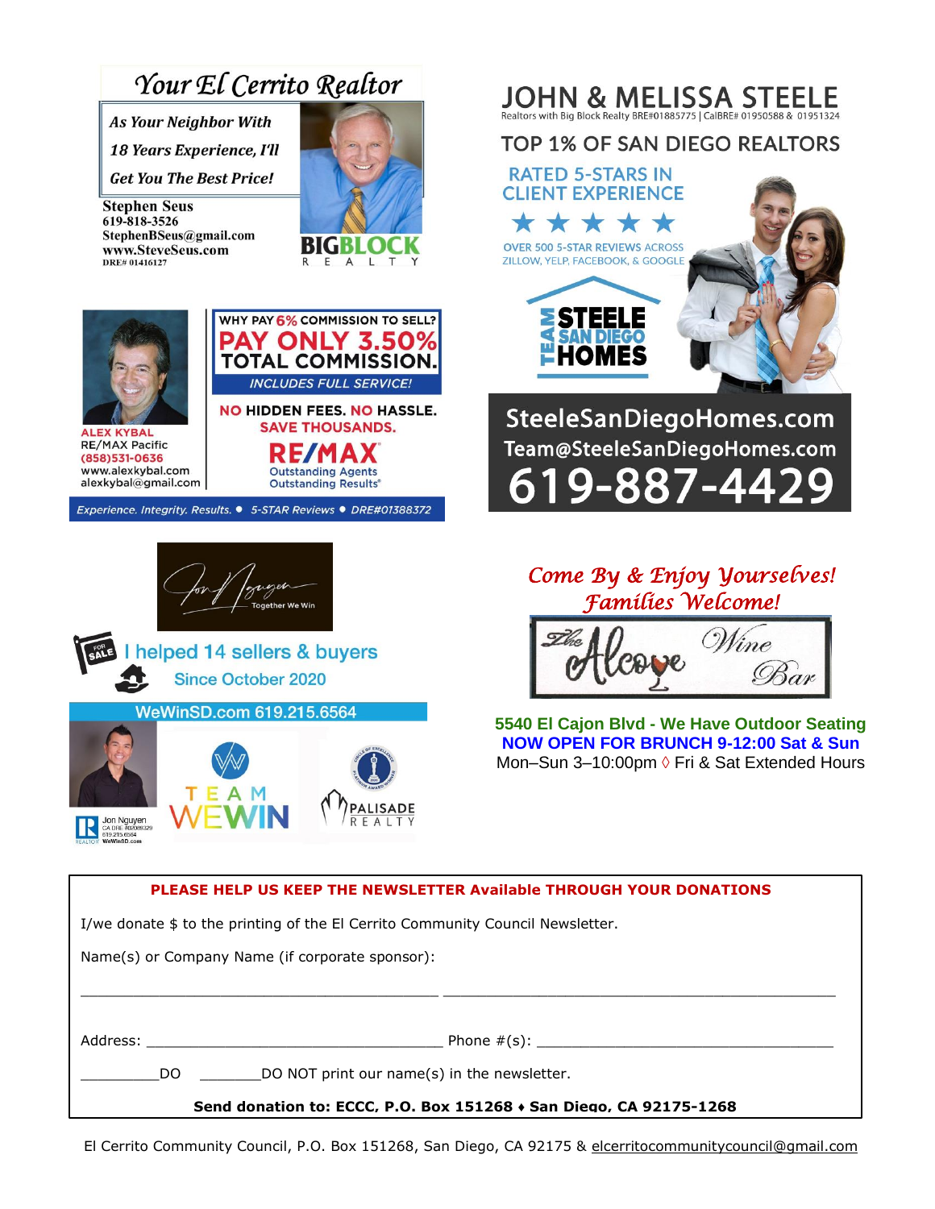## Your El Cerrito Realtor

**As Your Neighbor With 18 Years Experience, I'll Get You The Best Price!**

**Stephen Seus**
619-818-3526
StephenBSeus@gmail.com
www.SteveSeus.com
DRE# 01416127

BIGBLOCK REALTY

## JOHN & MELISSA STEELE

Realtors with Big Block Realty BRE#01885775 | CalBRE# 01950588 & 01951324

TOP 1% OF SAN DIEGO REALTORS

RATED 5-STARS IN CLIENT EXPERIENCE

★ ★ ★ ★ ★

OVER 500 5-STAR REVIEWS ACROSS ZILLOW, YELP, FACEBOOK, & GOOGLE

TEAM STEELE SAN DIEGO HOMES

**SteeleSanDiegoHomes.com**
**Team@SteeleSanDiegoHomes.com**
**619-887-4429**

ALEX KYBAL
RE/MAX Pacific
(858)531-0636
www.alexkybal.com
alexkybal@gmail.com

WHY PAY 6% COMMISSION TO SELL?

**PAY ONLY 3.50% TOTAL COMMISSION.**

*INCLUDES FULL SERVICE!*

**NO HIDDEN FEES. NO HASSLE.**
**SAVE THOUSANDS.**

RE/MAX
Outstanding Agents
Outstanding Results®

*Experience. Integrity. Results. ● 5-STAR Reviews ● DRE#01388372*

Jon Nguyen — Together We Win

I helped 14 sellers & buyers
Since October 2020

WeWinSD.com 619.215.6564

Jon Nguyen
CA DRE #02089329
619.215.6564
WeWinSD.com

TEAM WEWIN

PALISADE REALTY

*Come By & Enjoy Yourselves! Families Welcome!*

The Alcove Wine Bar

**5540 El Cajon Blvd - We Have Outdoor Seating**
**NOW OPEN FOR BRUNCH 9-12:00 Sat & Sun**
Mon–Sun 3–10:00pm ◊ Fri & Sat Extended Hours

---

**PLEASE HELP US KEEP THE NEWSLETTER Available THROUGH YOUR DONATIONS**

I/we donate $ to the printing of the El Cerrito Community Council Newsletter.

Name(s) or Company Name (if corporate sponsor):

_______________________________________ _______________________________________

Address: ________________________________ Phone #(s): ________________________________

_________DO _______DO NOT print our name(s) in the newsletter.

**Send donation to: ECCC, P.O. Box 151268 ♦ San Diego, CA 92175-1268**

---

El Cerrito Community Council, P.O. Box 151268, San Diego, CA 92175 & elcerritocommunitycouncil@gmail.com